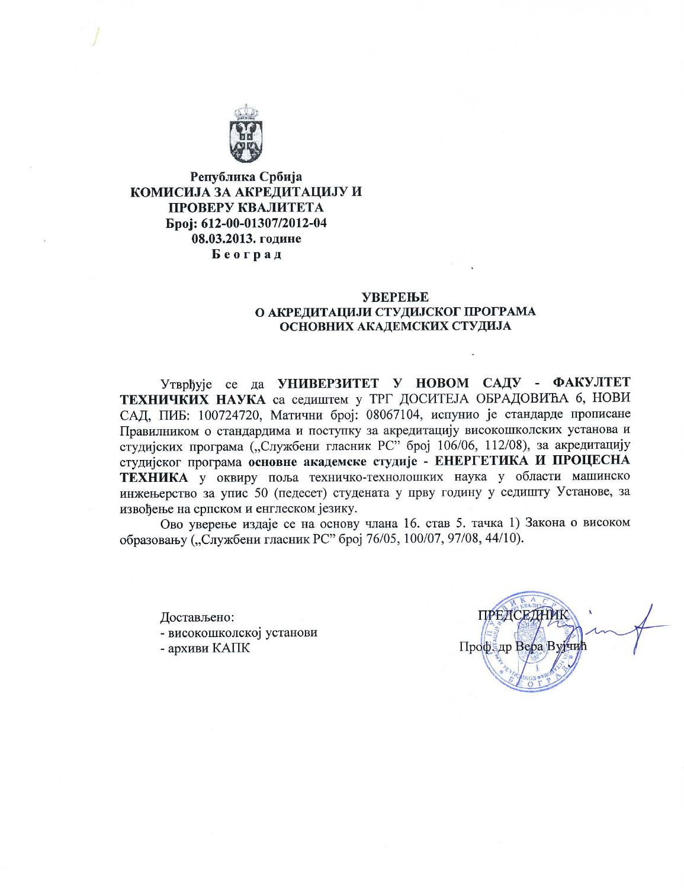**Република Србија**
**КОМИСИЈА ЗА АКРЕДИТАЦИЈУ И ПРОВЕРУ КВАЛИТЕТА**
**Број: 612-00-01307/2012-04**
**08.03.2013. године**
**Београд**

**УВЕРЕЊЕ**
**О АКРЕДИТАЦИЈИ СТУДИЈСКОГ ПРОГРАМА ОСНОВНИХ АКАДЕМСКИХ СТУДИЈА**

Утврђује се да **УНИВЕРЗИТЕТ У НОВОМ САДУ - ФАКУЛТЕТ ТЕХНИЧКИХ НАУКА** са седиштем у ТРГ ДОСИТЕЈА ОБРАДОВИЋА 6, НОВИ САД, ПИБ: 100724720, Матични број: 08067104, испунио је стандарде прописане Правилником о стандардима и поступку за акредитацију високошколских установа и студијских програма („Службени гласник РС" број 106/06, 112/08), за акредитацију студијског програма **основне академске студије - ЕНЕРГЕТИКА И ПРОЦЕСНА ТЕХНИКА** у оквиру поља техничко-технолошких наука у области машинско инжењерство за упис 50 (педесет) студената у прву годину у седишту Установе, за извођење на српском и енглеском језику.

Ово уверење издаје се на основу члана 16. став 5. тачка 1) Закона о високом образовању („Службени гласник РС" број 76/05, 100/07, 97/08, 44/10).

Достављено:
- високошколској установи
- архиви КАПК

ПРЕДСЕДНИК
Проф. др Вера Вујчић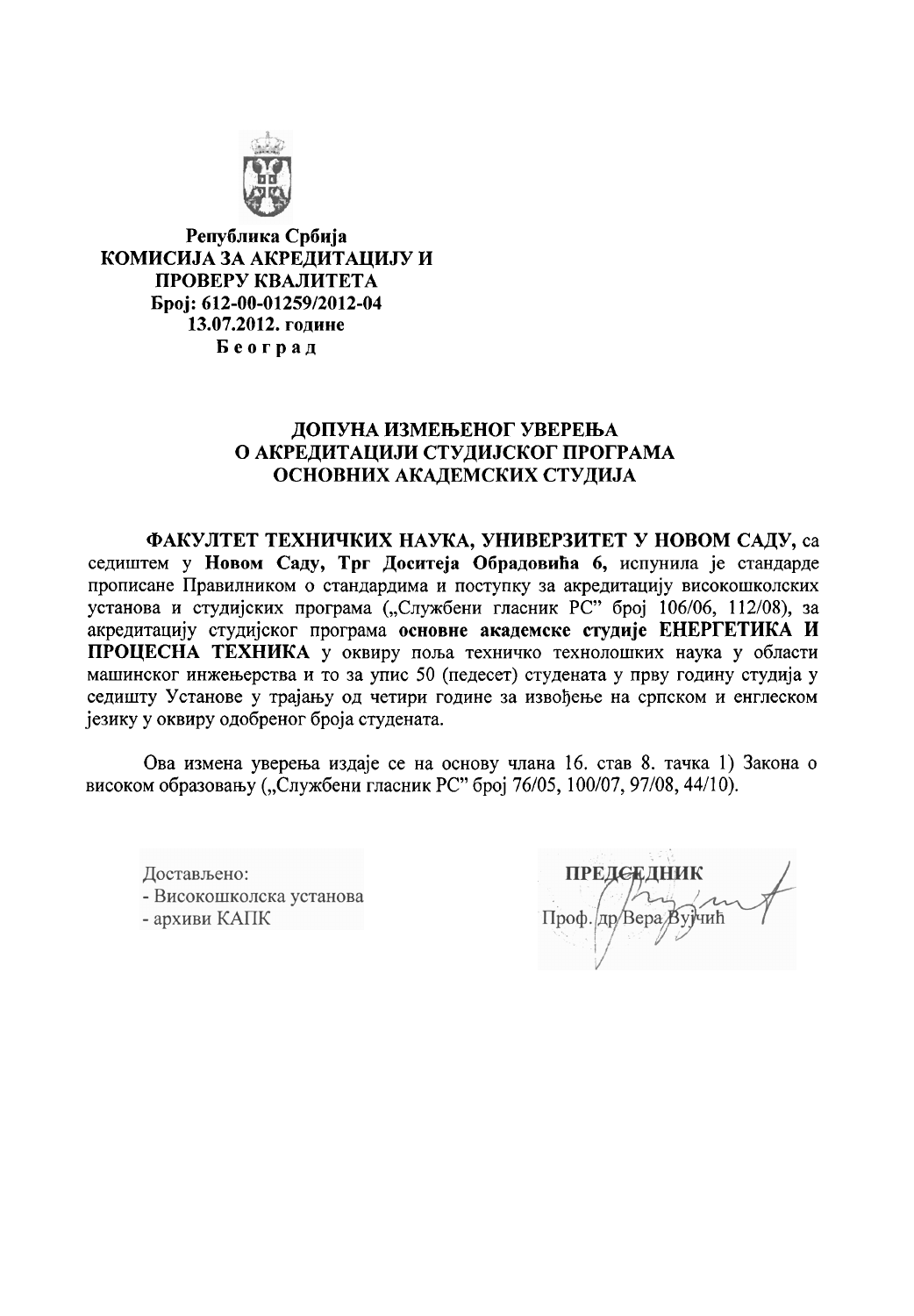**Република Србија**
**КОМИСИЈА ЗА АКРЕДИТАЦИЈУ И ПРОВЕРУ КВАЛИТЕТА**
**Број: 612-00-01259/2012-04**
**13.07.2012. године**
**Б е о г р а д**

## ДОПУНА ИЗМЕЊЕНОГ УВЕРЕЊА О АКРЕДИТАЦИЈИ СТУДИЈСКОГ ПРОГРАМА ОСНОВНИХ АКАДЕМСКИХ СТУДИЈА

**ФАКУЛТЕТ ТЕХНИЧКИХ НАУКА, УНИВЕРЗИТЕТ У НОВОМ САДУ,** са седиштем у **Новом Саду, Трг Доситеја Обрадовића 6,** испунила је стандарде прописане Правилником о стандардима и поступку за акредитацију високошколских установа и студијских програма („Службени гласник РС" број 106/06, 112/08), за акредитацију студијског програма **основне академске студије ЕНЕРГЕТИКА И ПРОЦЕСНА ТЕХНИКА** у оквиру поља техничко технолошких наука у области машинског инжењерства и то за упис 50 (педесет) студената у прву годину студија у седишту Установе у трајању од четири године за извођење на српском и енглеском језику у оквиру одобреног броја студената.

Ова измена уверења издаје се на основу члана 16. став 8. тачка 1) Закона о високом образовању („Службени гласник РС" број 76/05, 100/07, 97/08, 44/10).

Достављено:
- Високошколска установа
- архиви КАПК

**ПРЕДСЕДНИК**
Проф. др Вера Вујчић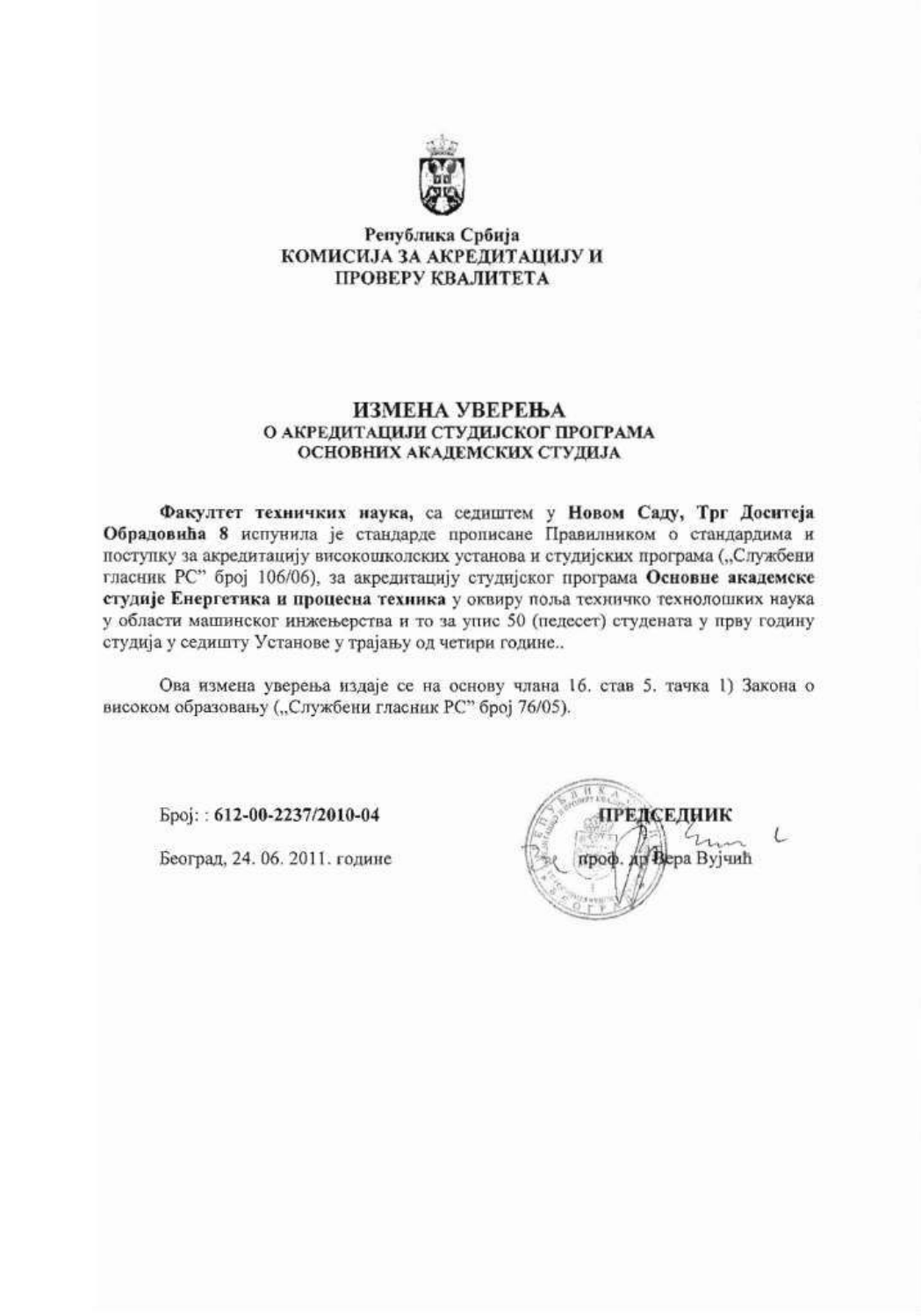Република Србија
КОМИСИЈА ЗА АКРЕДИТАЦИЈУ И
ПРОВЕРУ КВАЛИТЕТА

# ИЗМЕНА УВЕРЕЊА
## О АКРЕДИТАЦИЈИ СТУДИЈСКОГ ПРОГРАМА ОСНОВНИХ АКАДЕМСКИХ СТУДИЈА

**Факултет техничких наука,** са седиштем у **Новом Саду, Трг Доситеја Обрадовића 8** испунила је стандарде прописане Правилником о стандардима и поступку за акредитацију високошколских установа и студијских програма („Службени гласник РС" број 106/06), за акредитацију студијског програма **Основне академске студије Енергетика и процесна техника** у оквиру поља техничко технолошких наука у области машинског инжењерства и то за упис 50 (педесет) студената у прву годину студија у седишту Установе у трајању од четири године..

Ова измена уверења издаје се на основу члана 16. став 5. тачка 1) Закона о високом образовању („Службени гласник РС" број 76/05).

Број: : **612-00-2237/2010-04**

Београд, 24. 06. 2011. године

**ПРЕДСЕДНИК**

проф. др Вера Вујчић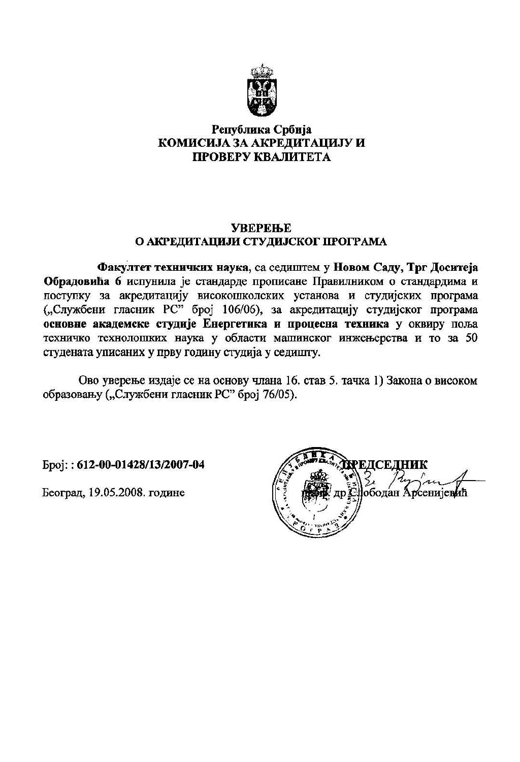**Република Србија**
**КОМИСИЈА ЗА АКРЕДИТАЦИЈУ И ПРОВЕРУ КВАЛИТЕТА**

**УВЕРЕЊЕ**
**О АКРЕДИТАЦИЈИ СТУДИЈСКОГ ПРОГРАМА**

**Факултет техничких наука**, са седиштем у **Новом Саду, Трг Доситеја Обрадовића 6** испунила је стандарде прописане Правилником о стандардима и поступку за акредитацију високошколских установа и студијских програма („Службени гласник РС" број 106/06), за акредитацију студијског програма **основне академске студије Енергетика и процесна техника** у оквиру поља техничко технолошких наука у области машинског инжењерства и то за 50 студената уписаних у прву годину студија у седишту.

Ово уверење издаје се на основу члана 16. став 5. тачка 1) Закона о високом образовању („Службени гласник РС" број 76/05).

Број: : **612-00-01428/13/2007-04**

Београд, 19.05.2008. године

**ПРЕДСЕДНИК**

проф. др Слободан Арсенијевић